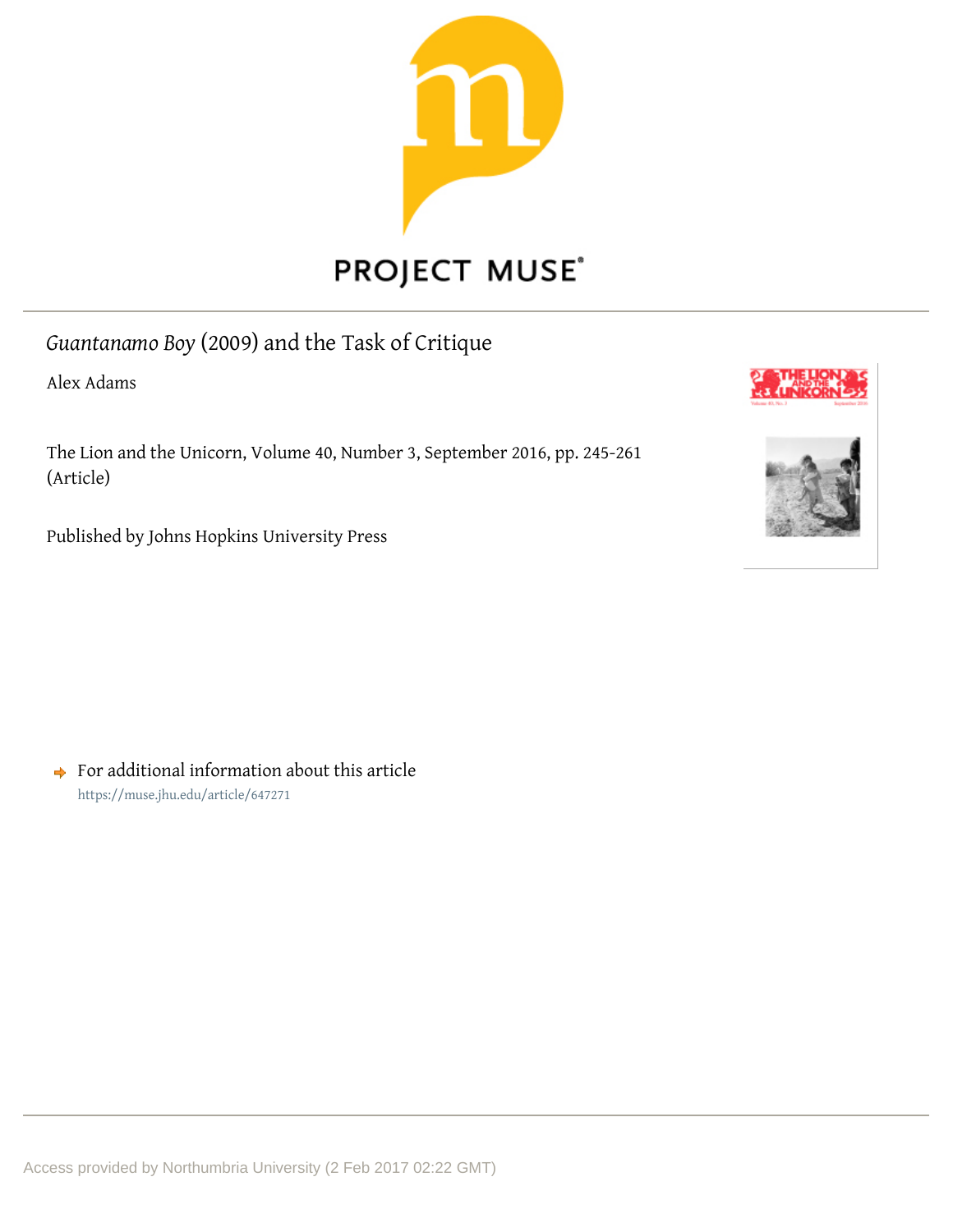# *Guantanamo Boy* (2009) and the Task of Critique

Alex Adams

The Lion and the Unicorn, Volume 40, Number 3, September 2016, pp. 245-261 (Article)

Published by Johns Hopkins University Press

For additional information about this article
https://muse.jhu.edu/article/647271

Access provided by Northumbria University (2 Feb 2017 02:22 GMT)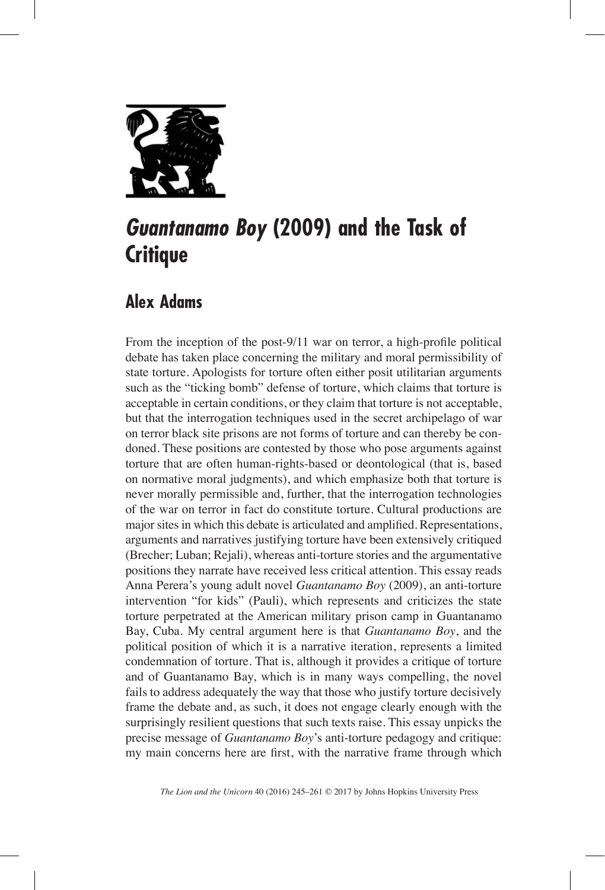# *Guantanamo Boy* (2009) and the Task of Critique

## Alex Adams

From the inception of the post-9/11 war on terror, a high-profile political debate has taken place concerning the military and moral permissibility of state torture. Apologists for torture often either posit utilitarian arguments such as the "ticking bomb" defense of torture, which claims that torture is acceptable in certain conditions, or they claim that torture is not acceptable, but that the interrogation techniques used in the secret archipelago of war on terror black site prisons are not forms of torture and can thereby be condoned. These positions are contested by those who pose arguments against torture that are often human-rights-based or deontological (that is, based on normative moral judgments), and which emphasize both that torture is never morally permissible and, further, that the interrogation technologies of the war on terror in fact do constitute torture. Cultural productions are major sites in which this debate is articulated and amplified. Representations, arguments and narratives justifying torture have been extensively critiqued (Brecher; Luban; Rejali), whereas anti-torture stories and the argumentative positions they narrate have received less critical attention. This essay reads Anna Perera's young adult novel *Guantanamo Boy* (2009), an anti-torture intervention "for kids" (Pauli), which represents and criticizes the state torture perpetrated at the American military prison camp in Guantanamo Bay, Cuba. My central argument here is that *Guantanamo Boy*, and the political position of which it is a narrative iteration, represents a limited condemnation of torture. That is, although it provides a critique of torture and of Guantanamo Bay, which is in many ways compelling, the novel fails to address adequately the way that those who justify torture decisively frame the debate and, as such, it does not engage clearly enough with the surprisingly resilient questions that such texts raise. This essay unpicks the precise message of *Guantanamo Boy*'s anti-torture pedagogy and critique: my main concerns here are first, with the narrative frame through which

*The Lion and the Unicorn* 40 (2016) 245–261 © 2017 by Johns Hopkins University Press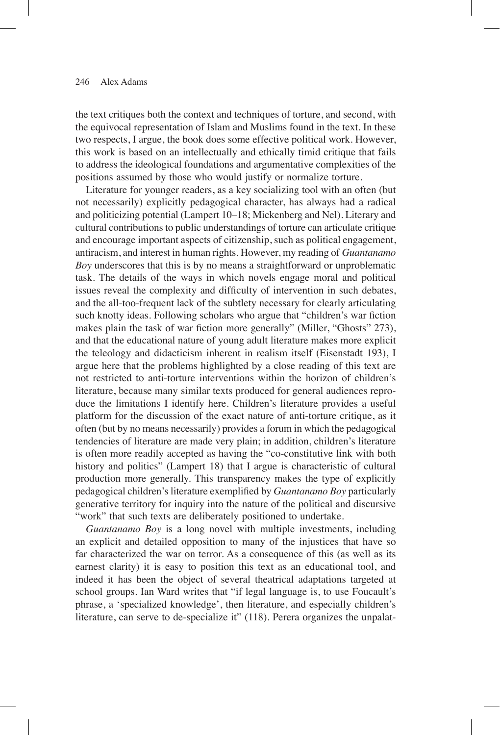the text critiques both the context and techniques of torture, and second, with the equivocal representation of Islam and Muslims found in the text. In these two respects, I argue, the book does some effective political work. However, this work is based on an intellectually and ethically timid critique that fails to address the ideological foundations and argumentative complexities of the positions assumed by those who would justify or normalize torture.

Literature for younger readers, as a key socializing tool with an often (but not necessarily) explicitly pedagogical character, has always had a radical and politicizing potential (Lampert 10–18; Mickenberg and Nel). Literary and cultural contributions to public understandings of torture can articulate critique and encourage important aspects of citizenship, such as political engagement, antiracism, and interest in human rights. However, my reading of *Guantanamo Boy* underscores that this is by no means a straightforward or unproblematic task. The details of the ways in which novels engage moral and political issues reveal the complexity and difficulty of intervention in such debates, and the all-too-frequent lack of the subtlety necessary for clearly articulating such knotty ideas. Following scholars who argue that "children's war fiction makes plain the task of war fiction more generally" (Miller, "Ghosts" 273), and that the educational nature of young adult literature makes more explicit the teleology and didacticism inherent in realism itself (Eisenstadt 193), I argue here that the problems highlighted by a close reading of this text are not restricted to anti-torture interventions within the horizon of children's literature, because many similar texts produced for general audiences reproduce the limitations I identify here. Children's literature provides a useful platform for the discussion of the exact nature of anti-torture critique, as it often (but by no means necessarily) provides a forum in which the pedagogical tendencies of literature are made very plain; in addition, children's literature is often more readily accepted as having the "co-constitutive link with both history and politics" (Lampert 18) that I argue is characteristic of cultural production more generally. This transparency makes the type of explicitly pedagogical children's literature exemplified by *Guantanamo Boy* particularly generative territory for inquiry into the nature of the political and discursive "work" that such texts are deliberately positioned to undertake.

*Guantanamo Boy* is a long novel with multiple investments, including an explicit and detailed opposition to many of the injustices that have so far characterized the war on terror. As a consequence of this (as well as its earnest clarity) it is easy to position this text as an educational tool, and indeed it has been the object of several theatrical adaptations targeted at school groups. Ian Ward writes that "if legal language is, to use Foucault's phrase, a 'specialized knowledge', then literature, and especially children's literature, can serve to de-specialize it" (118). Perera organizes the unpalat-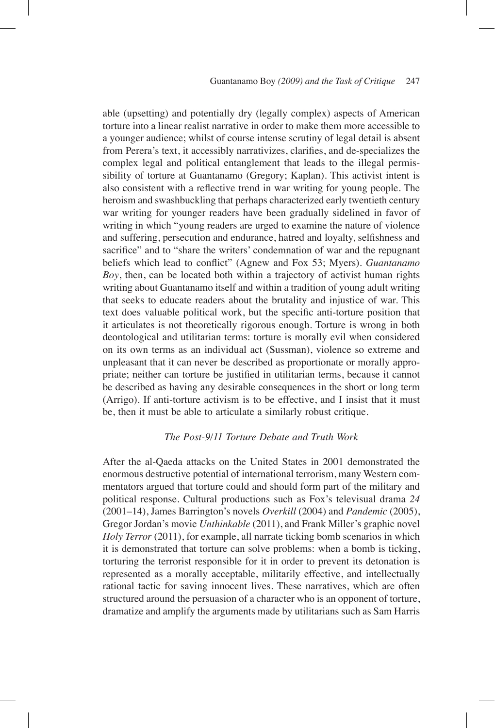able (upsetting) and potentially dry (legally complex) aspects of American torture into a linear realist narrative in order to make them more accessible to a younger audience; whilst of course intense scrutiny of legal detail is absent from Perera's text, it accessibly narrativizes, clarifies, and de-specializes the complex legal and political entanglement that leads to the illegal permissibility of torture at Guantanamo (Gregory; Kaplan). This activist intent is also consistent with a reflective trend in war writing for young people. The heroism and swashbuckling that perhaps characterized early twentieth century war writing for younger readers have been gradually sidelined in favor of writing in which "young readers are urged to examine the nature of violence and suffering, persecution and endurance, hatred and loyalty, selfishness and sacrifice" and to "share the writers' condemnation of war and the repugnant beliefs which lead to conflict" (Agnew and Fox 53; Myers). *Guantanamo Boy*, then, can be located both within a trajectory of activist human rights writing about Guantanamo itself and within a tradition of young adult writing that seeks to educate readers about the brutality and injustice of war. This text does valuable political work, but the specific anti-torture position that it articulates is not theoretically rigorous enough. Torture is wrong in both deontological and utilitarian terms: torture is morally evil when considered on its own terms as an individual act (Sussman), violence so extreme and unpleasant that it can never be described as proportionate or morally appropriate; neither can torture be justified in utilitarian terms, because it cannot be described as having any desirable consequences in the short or long term (Arrigo). If anti-torture activism is to be effective, and I insist that it must be, then it must be able to articulate a similarly robust critique.

## *The Post-9/11 Torture Debate and Truth Work*

After the al-Qaeda attacks on the United States in 2001 demonstrated the enormous destructive potential of international terrorism, many Western commentators argued that torture could and should form part of the military and political response. Cultural productions such as Fox's televisual drama *24* (2001–14), James Barrington's novels *Overkill* (2004) and *Pandemic* (2005), Gregor Jordan's movie *Unthinkable* (2011), and Frank Miller's graphic novel *Holy Terror* (2011), for example, all narrate ticking bomb scenarios in which it is demonstrated that torture can solve problems: when a bomb is ticking, torturing the terrorist responsible for it in order to prevent its detonation is represented as a morally acceptable, militarily effective, and intellectually rational tactic for saving innocent lives. These narratives, which are often structured around the persuasion of a character who is an opponent of torture, dramatize and amplify the arguments made by utilitarians such as Sam Harris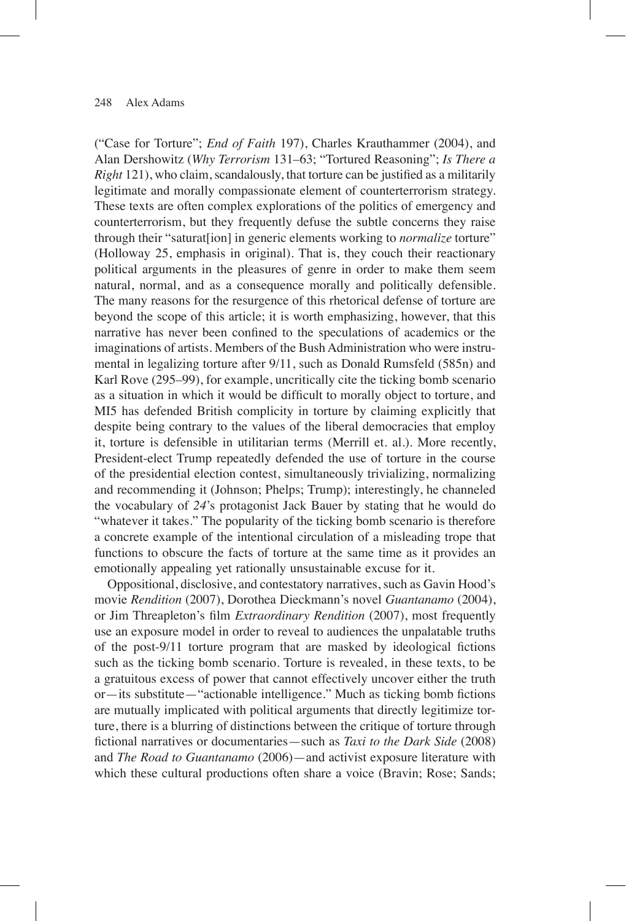("Case for Torture"; *End of Faith* 197), Charles Krauthammer (2004), and Alan Dershowitz (*Why Terrorism* 131–63; "Tortured Reasoning"; *Is There a Right* 121), who claim, scandalously, that torture can be justified as a militarily legitimate and morally compassionate element of counterterrorism strategy. These texts are often complex explorations of the politics of emergency and counterterrorism, but they frequently defuse the subtle concerns they raise through their "saturat[ion] in generic elements working to *normalize* torture" (Holloway 25, emphasis in original). That is, they couch their reactionary political arguments in the pleasures of genre in order to make them seem natural, normal, and as a consequence morally and politically defensible. The many reasons for the resurgence of this rhetorical defense of torture are beyond the scope of this article; it is worth emphasizing, however, that this narrative has never been confined to the speculations of academics or the imaginations of artists. Members of the Bush Administration who were instrumental in legalizing torture after 9/11, such as Donald Rumsfeld (585n) and Karl Rove (295–99), for example, uncritically cite the ticking bomb scenario as a situation in which it would be difficult to morally object to torture, and MI5 has defended British complicity in torture by claiming explicitly that despite being contrary to the values of the liberal democracies that employ it, torture is defensible in utilitarian terms (Merrill et. al.). More recently, President-elect Trump repeatedly defended the use of torture in the course of the presidential election contest, simultaneously trivializing, normalizing and recommending it (Johnson; Phelps; Trump); interestingly, he channeled the vocabulary of *24*'s protagonist Jack Bauer by stating that he would do "whatever it takes." The popularity of the ticking bomb scenario is therefore a concrete example of the intentional circulation of a misleading trope that functions to obscure the facts of torture at the same time as it provides an emotionally appealing yet rationally unsustainable excuse for it.

Oppositional, disclosive, and contestatory narratives, such as Gavin Hood's movie *Rendition* (2007), Dorothea Dieckmann's novel *Guantanamo* (2004), or Jim Threapleton's film *Extraordinary Rendition* (2007), most frequently use an exposure model in order to reveal to audiences the unpalatable truths of the post-9/11 torture program that are masked by ideological fictions such as the ticking bomb scenario. Torture is revealed, in these texts, to be a gratuitous excess of power that cannot effectively uncover either the truth or—its substitute—"actionable intelligence." Much as ticking bomb fictions are mutually implicated with political arguments that directly legitimize torture, there is a blurring of distinctions between the critique of torture through fictional narratives or documentaries—such as *Taxi to the Dark Side* (2008) and *The Road to Guantanamo* (2006)—and activist exposure literature with which these cultural productions often share a voice (Bravin; Rose; Sands;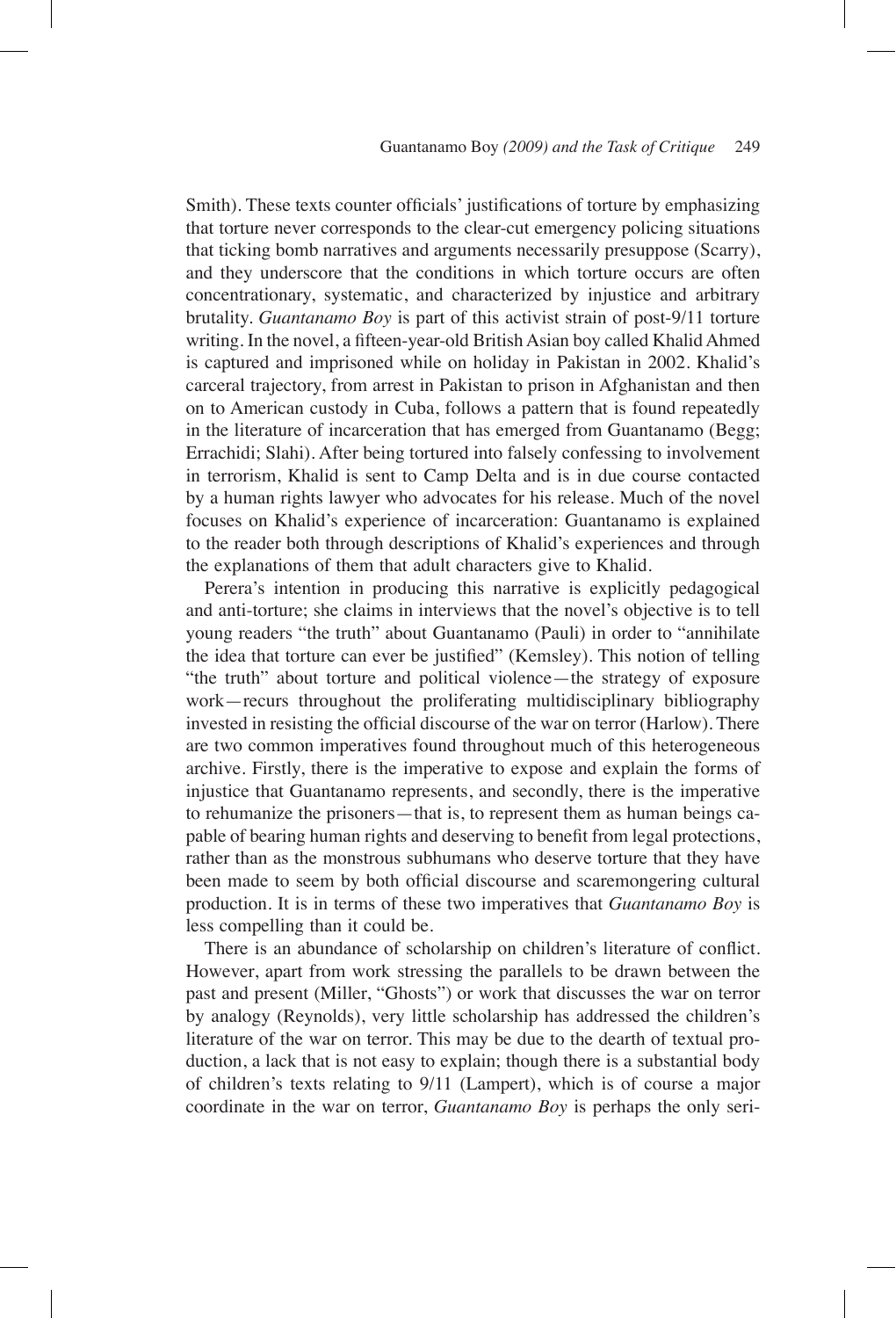Smith). These texts counter officials' justifications of torture by emphasizing that torture never corresponds to the clear-cut emergency policing situations that ticking bomb narratives and arguments necessarily presuppose (Scarry), and they underscore that the conditions in which torture occurs are often concentrationary, systematic, and characterized by injustice and arbitrary brutality. *Guantanamo Boy* is part of this activist strain of post-9/11 torture writing. In the novel, a fifteen-year-old British Asian boy called Khalid Ahmed is captured and imprisoned while on holiday in Pakistan in 2002. Khalid's carceral trajectory, from arrest in Pakistan to prison in Afghanistan and then on to American custody in Cuba, follows a pattern that is found repeatedly in the literature of incarceration that has emerged from Guantanamo (Begg; Errachidi; Slahi). After being tortured into falsely confessing to involvement in terrorism, Khalid is sent to Camp Delta and is in due course contacted by a human rights lawyer who advocates for his release. Much of the novel focuses on Khalid's experience of incarceration: Guantanamo is explained to the reader both through descriptions of Khalid's experiences and through the explanations of them that adult characters give to Khalid.

Perera's intention in producing this narrative is explicitly pedagogical and anti-torture; she claims in interviews that the novel's objective is to tell young readers "the truth" about Guantanamo (Pauli) in order to "annihilate the idea that torture can ever be justified" (Kemsley). This notion of telling "the truth" about torture and political violence—the strategy of exposure work—recurs throughout the proliferating multidisciplinary bibliography invested in resisting the official discourse of the war on terror (Harlow). There are two common imperatives found throughout much of this heterogeneous archive. Firstly, there is the imperative to expose and explain the forms of injustice that Guantanamo represents, and secondly, there is the imperative to rehumanize the prisoners—that is, to represent them as human beings capable of bearing human rights and deserving to benefit from legal protections, rather than as the monstrous subhumans who deserve torture that they have been made to seem by both official discourse and scaremongering cultural production. It is in terms of these two imperatives that *Guantanamo Boy* is less compelling than it could be.

There is an abundance of scholarship on children's literature of conflict. However, apart from work stressing the parallels to be drawn between the past and present (Miller, "Ghosts") or work that discusses the war on terror by analogy (Reynolds), very little scholarship has addressed the children's literature of the war on terror. This may be due to the dearth of textual production, a lack that is not easy to explain; though there is a substantial body of children's texts relating to 9/11 (Lampert), which is of course a major coordinate in the war on terror, *Guantanamo Boy* is perhaps the only seri-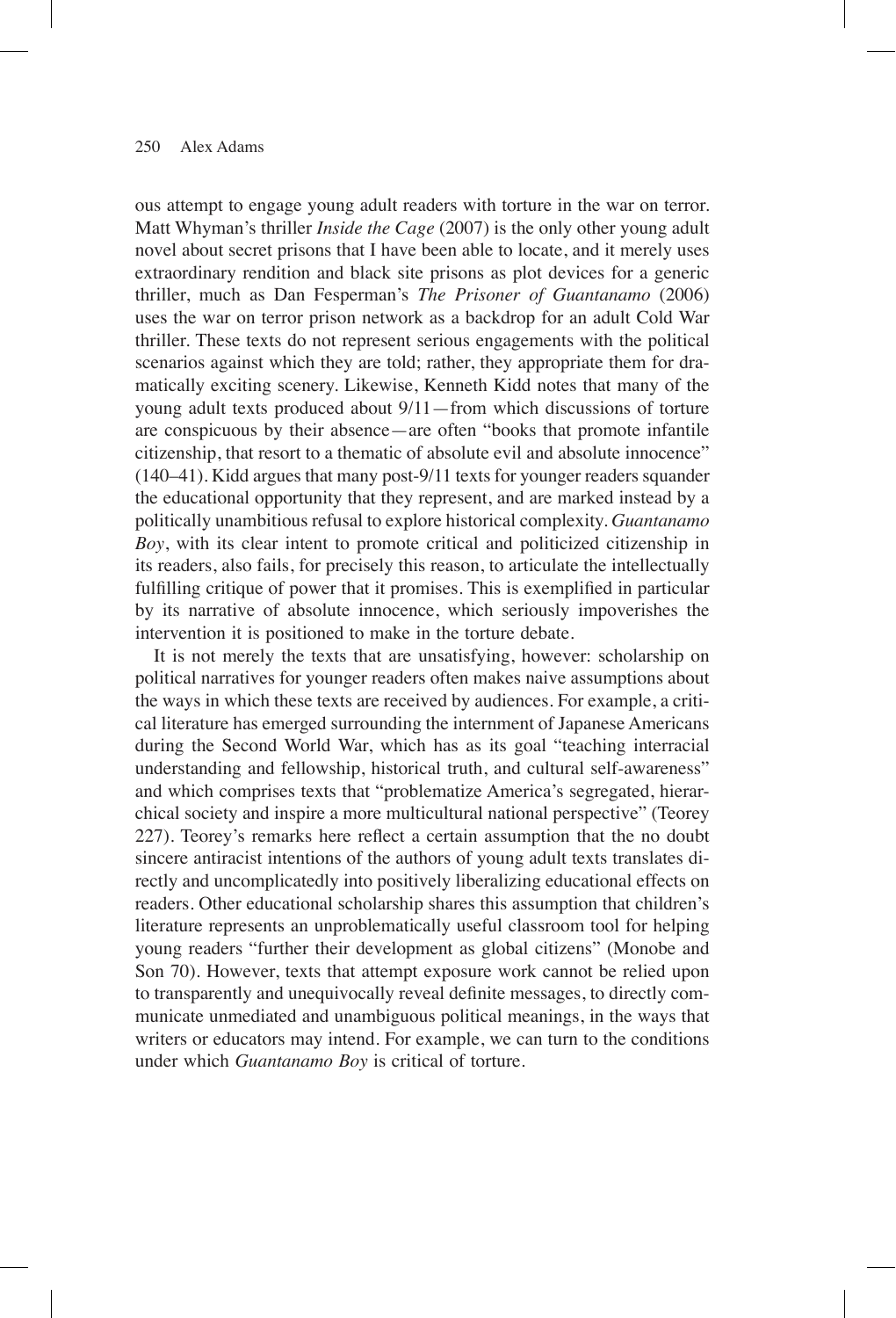ous attempt to engage young adult readers with torture in the war on terror. Matt Whyman's thriller *Inside the Cage* (2007) is the only other young adult novel about secret prisons that I have been able to locate, and it merely uses extraordinary rendition and black site prisons as plot devices for a generic thriller, much as Dan Fesperman's *The Prisoner of Guantanamo* (2006) uses the war on terror prison network as a backdrop for an adult Cold War thriller. These texts do not represent serious engagements with the political scenarios against which they are told; rather, they appropriate them for dramatically exciting scenery. Likewise, Kenneth Kidd notes that many of the young adult texts produced about 9/11—from which discussions of torture are conspicuous by their absence—are often "books that promote infantile citizenship, that resort to a thematic of absolute evil and absolute innocence" (140–41). Kidd argues that many post-9/11 texts for younger readers squander the educational opportunity that they represent, and are marked instead by a politically unambitious refusal to explore historical complexity. *Guantanamo Boy*, with its clear intent to promote critical and politicized citizenship in its readers, also fails, for precisely this reason, to articulate the intellectually fulfilling critique of power that it promises. This is exemplified in particular by its narrative of absolute innocence, which seriously impoverishes the intervention it is positioned to make in the torture debate.

It is not merely the texts that are unsatisfying, however: scholarship on political narratives for younger readers often makes naive assumptions about the ways in which these texts are received by audiences. For example, a critical literature has emerged surrounding the internment of Japanese Americans during the Second World War, which has as its goal "teaching interracial understanding and fellowship, historical truth, and cultural self-awareness" and which comprises texts that "problematize America's segregated, hierarchical society and inspire a more multicultural national perspective" (Teorey 227). Teorey's remarks here reflect a certain assumption that the no doubt sincere antiracist intentions of the authors of young adult texts translates directly and uncomplicatedly into positively liberalizing educational effects on readers. Other educational scholarship shares this assumption that children's literature represents an unproblematically useful classroom tool for helping young readers "further their development as global citizens" (Monobe and Son 70). However, texts that attempt exposure work cannot be relied upon to transparently and unequivocally reveal definite messages, to directly communicate unmediated and unambiguous political meanings, in the ways that writers or educators may intend. For example, we can turn to the conditions under which *Guantanamo Boy* is critical of torture.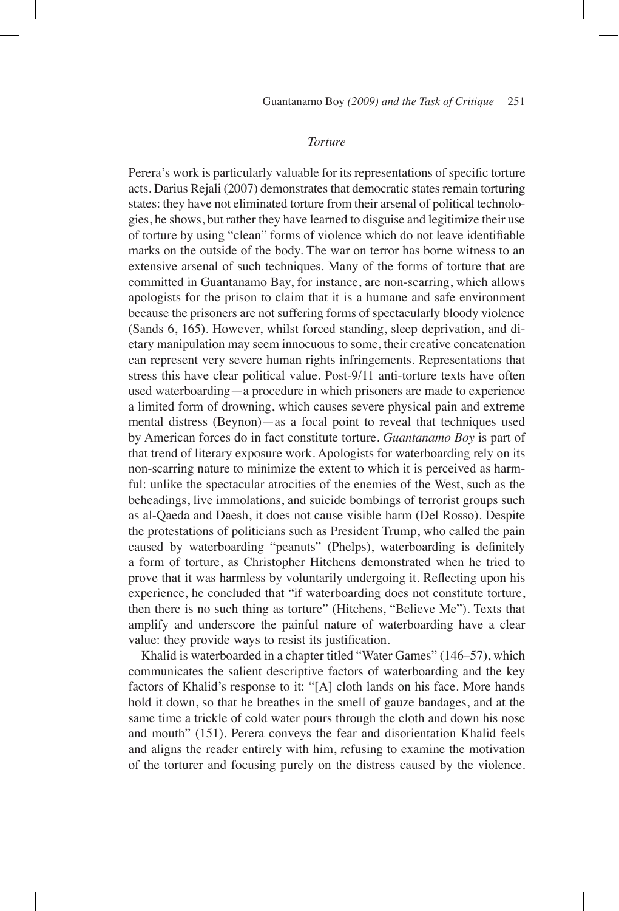### *Torture*

Perera's work is particularly valuable for its representations of specific torture acts. Darius Rejali (2007) demonstrates that democratic states remain torturing states: they have not eliminated torture from their arsenal of political technologies, he shows, but rather they have learned to disguise and legitimize their use of torture by using "clean" forms of violence which do not leave identifiable marks on the outside of the body. The war on terror has borne witness to an extensive arsenal of such techniques. Many of the forms of torture that are committed in Guantanamo Bay, for instance, are non-scarring, which allows apologists for the prison to claim that it is a humane and safe environment because the prisoners are not suffering forms of spectacularly bloody violence (Sands 6, 165). However, whilst forced standing, sleep deprivation, and dietary manipulation may seem innocuous to some, their creative concatenation can represent very severe human rights infringements. Representations that stress this have clear political value. Post-9/11 anti-torture texts have often used waterboarding—a procedure in which prisoners are made to experience a limited form of drowning, which causes severe physical pain and extreme mental distress (Beynon)—as a focal point to reveal that techniques used by American forces do in fact constitute torture. *Guantanamo Boy* is part of that trend of literary exposure work. Apologists for waterboarding rely on its non-scarring nature to minimize the extent to which it is perceived as harmful: unlike the spectacular atrocities of the enemies of the West, such as the beheadings, live immolations, and suicide bombings of terrorist groups such as al-Qaeda and Daesh, it does not cause visible harm (Del Rosso). Despite the protestations of politicians such as President Trump, who called the pain caused by waterboarding "peanuts" (Phelps), waterboarding is definitely a form of torture, as Christopher Hitchens demonstrated when he tried to prove that it was harmless by voluntarily undergoing it. Reflecting upon his experience, he concluded that "if waterboarding does not constitute torture, then there is no such thing as torture" (Hitchens, "Believe Me"). Texts that amplify and underscore the painful nature of waterboarding have a clear value: they provide ways to resist its justification.

Khalid is waterboarded in a chapter titled "Water Games" (146–57), which communicates the salient descriptive factors of waterboarding and the key factors of Khalid's response to it: "[A] cloth lands on his face. More hands hold it down, so that he breathes in the smell of gauze bandages, and at the same time a trickle of cold water pours through the cloth and down his nose and mouth" (151). Perera conveys the fear and disorientation Khalid feels and aligns the reader entirely with him, refusing to examine the motivation of the torturer and focusing purely on the distress caused by the violence.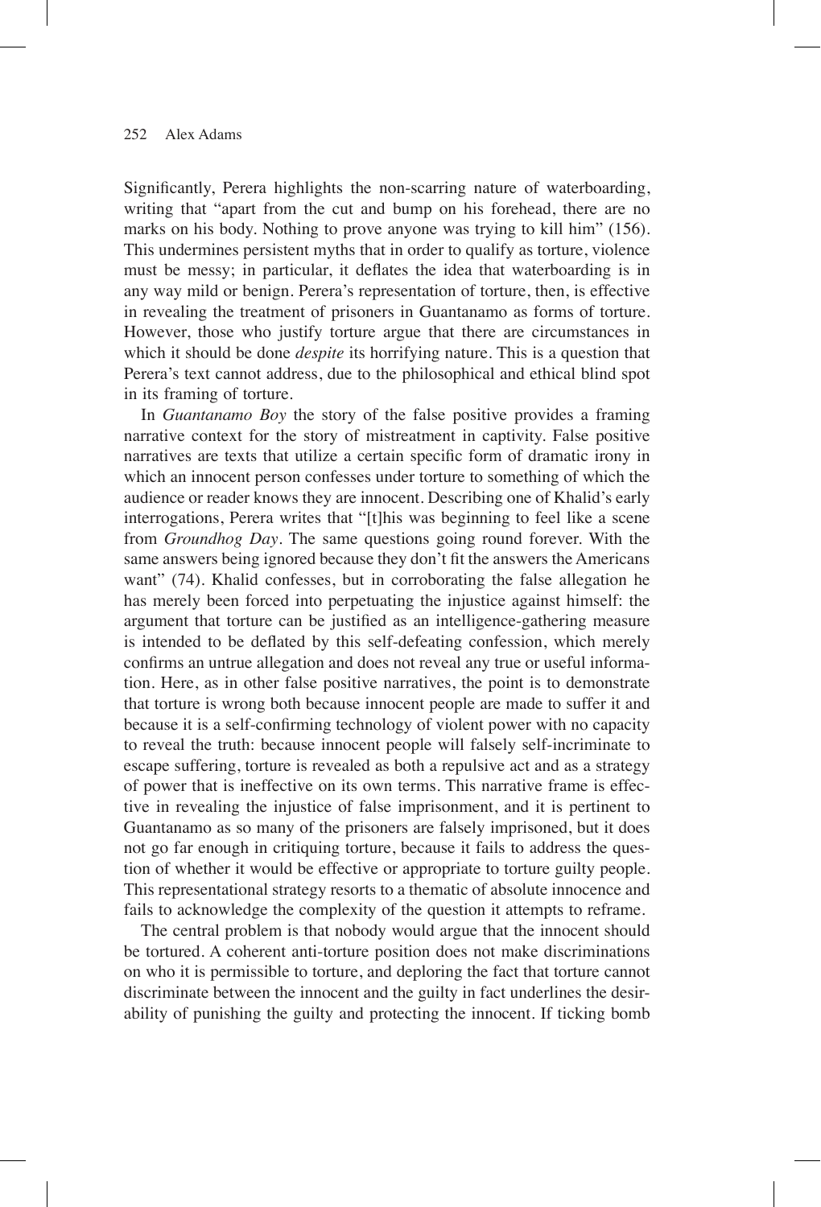Significantly, Perera highlights the non-scarring nature of waterboarding, writing that "apart from the cut and bump on his forehead, there are no marks on his body. Nothing to prove anyone was trying to kill him" (156). This undermines persistent myths that in order to qualify as torture, violence must be messy; in particular, it deflates the idea that waterboarding is in any way mild or benign. Perera's representation of torture, then, is effective in revealing the treatment of prisoners in Guantanamo as forms of torture. However, those who justify torture argue that there are circumstances in which it should be done *despite* its horrifying nature. This is a question that Perera's text cannot address, due to the philosophical and ethical blind spot in its framing of torture.

In *Guantanamo Boy* the story of the false positive provides a framing narrative context for the story of mistreatment in captivity. False positive narratives are texts that utilize a certain specific form of dramatic irony in which an innocent person confesses under torture to something of which the audience or reader knows they are innocent. Describing one of Khalid's early interrogations, Perera writes that "[t]his was beginning to feel like a scene from *Groundhog Day*. The same questions going round forever. With the same answers being ignored because they don't fit the answers the Americans want" (74). Khalid confesses, but in corroborating the false allegation he has merely been forced into perpetuating the injustice against himself: the argument that torture can be justified as an intelligence-gathering measure is intended to be deflated by this self-defeating confession, which merely confirms an untrue allegation and does not reveal any true or useful information. Here, as in other false positive narratives, the point is to demonstrate that torture is wrong both because innocent people are made to suffer it and because it is a self-confirming technology of violent power with no capacity to reveal the truth: because innocent people will falsely self-incriminate to escape suffering, torture is revealed as both a repulsive act and as a strategy of power that is ineffective on its own terms. This narrative frame is effective in revealing the injustice of false imprisonment, and it is pertinent to Guantanamo as so many of the prisoners are falsely imprisoned, but it does not go far enough in critiquing torture, because it fails to address the question of whether it would be effective or appropriate to torture guilty people. This representational strategy resorts to a thematic of absolute innocence and fails to acknowledge the complexity of the question it attempts to reframe.

The central problem is that nobody would argue that the innocent should be tortured. A coherent anti-torture position does not make discriminations on who it is permissible to torture, and deploring the fact that torture cannot discriminate between the innocent and the guilty in fact underlines the desirability of punishing the guilty and protecting the innocent. If ticking bomb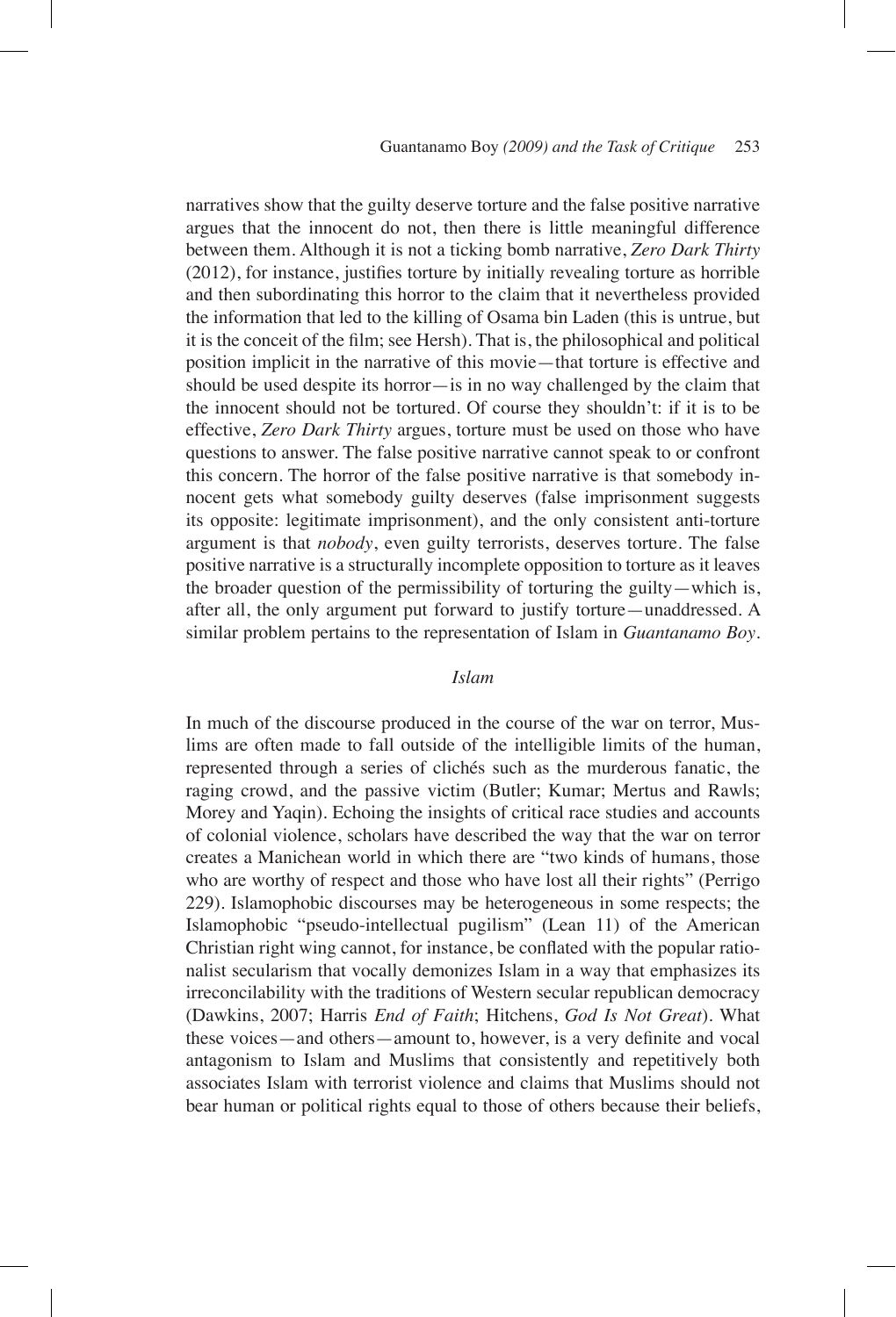narratives show that the guilty deserve torture and the false positive narrative argues that the innocent do not, then there is little meaningful difference between them. Although it is not a ticking bomb narrative, *Zero Dark Thirty* (2012), for instance, justifies torture by initially revealing torture as horrible and then subordinating this horror to the claim that it nevertheless provided the information that led to the killing of Osama bin Laden (this is untrue, but it is the conceit of the film; see Hersh). That is, the philosophical and political position implicit in the narrative of this movie—that torture is effective and should be used despite its horror—is in no way challenged by the claim that the innocent should not be tortured. Of course they shouldn't: if it is to be effective, *Zero Dark Thirty* argues, torture must be used on those who have questions to answer. The false positive narrative cannot speak to or confront this concern. The horror of the false positive narrative is that somebody innocent gets what somebody guilty deserves (false imprisonment suggests its opposite: legitimate imprisonment), and the only consistent anti-torture argument is that *nobody*, even guilty terrorists, deserves torture. The false positive narrative is a structurally incomplete opposition to torture as it leaves the broader question of the permissibility of torturing the guilty—which is, after all, the only argument put forward to justify torture—unaddressed. A similar problem pertains to the representation of Islam in *Guantanamo Boy*.

## *Islam*

In much of the discourse produced in the course of the war on terror, Muslims are often made to fall outside of the intelligible limits of the human, represented through a series of clichés such as the murderous fanatic, the raging crowd, and the passive victim (Butler; Kumar; Mertus and Rawls; Morey and Yaqin). Echoing the insights of critical race studies and accounts of colonial violence, scholars have described the way that the war on terror creates a Manichean world in which there are "two kinds of humans, those who are worthy of respect and those who have lost all their rights" (Perrigo 229). Islamophobic discourses may be heterogeneous in some respects; the Islamophobic "pseudo-intellectual pugilism" (Lean 11) of the American Christian right wing cannot, for instance, be conflated with the popular rationalist secularism that vocally demonizes Islam in a way that emphasizes its irreconcilability with the traditions of Western secular republican democracy (Dawkins, 2007; Harris *End of Faith*; Hitchens, *God Is Not Great*). What these voices—and others—amount to, however, is a very definite and vocal antagonism to Islam and Muslims that consistently and repetitively both associates Islam with terrorist violence and claims that Muslims should not bear human or political rights equal to those of others because their beliefs,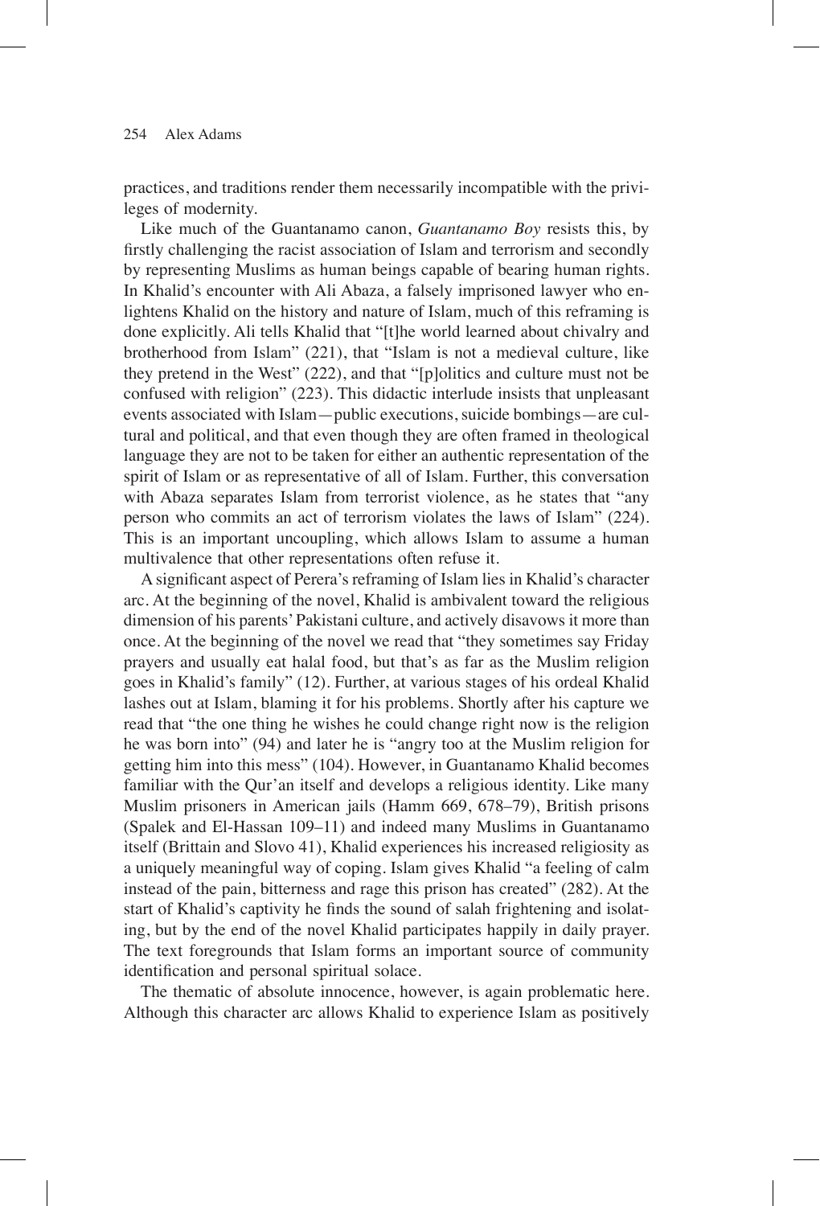practices, and traditions render them necessarily incompatible with the privileges of modernity.

Like much of the Guantanamo canon, *Guantanamo Boy* resists this, by firstly challenging the racist association of Islam and terrorism and secondly by representing Muslims as human beings capable of bearing human rights. In Khalid's encounter with Ali Abaza, a falsely imprisoned lawyer who enlightens Khalid on the history and nature of Islam, much of this reframing is done explicitly. Ali tells Khalid that "[t]he world learned about chivalry and brotherhood from Islam" (221), that "Islam is not a medieval culture, like they pretend in the West" (222), and that "[p]olitics and culture must not be confused with religion" (223). This didactic interlude insists that unpleasant events associated with Islam—public executions, suicide bombings—are cultural and political, and that even though they are often framed in theological language they are not to be taken for either an authentic representation of the spirit of Islam or as representative of all of Islam. Further, this conversation with Abaza separates Islam from terrorist violence, as he states that "any person who commits an act of terrorism violates the laws of Islam" (224). This is an important uncoupling, which allows Islam to assume a human multivalence that other representations often refuse it.

A significant aspect of Perera's reframing of Islam lies in Khalid's character arc. At the beginning of the novel, Khalid is ambivalent toward the religious dimension of his parents' Pakistani culture, and actively disavows it more than once. At the beginning of the novel we read that "they sometimes say Friday prayers and usually eat halal food, but that's as far as the Muslim religion goes in Khalid's family" (12). Further, at various stages of his ordeal Khalid lashes out at Islam, blaming it for his problems. Shortly after his capture we read that "the one thing he wishes he could change right now is the religion he was born into" (94) and later he is "angry too at the Muslim religion for getting him into this mess" (104). However, in Guantanamo Khalid becomes familiar with the Qur'an itself and develops a religious identity. Like many Muslim prisoners in American jails (Hamm 669, 678–79), British prisons (Spalek and El-Hassan 109–11) and indeed many Muslims in Guantanamo itself (Brittain and Slovo 41), Khalid experiences his increased religiosity as a uniquely meaningful way of coping. Islam gives Khalid "a feeling of calm instead of the pain, bitterness and rage this prison has created" (282). At the start of Khalid's captivity he finds the sound of salah frightening and isolating, but by the end of the novel Khalid participates happily in daily prayer. The text foregrounds that Islam forms an important source of community identification and personal spiritual solace.

The thematic of absolute innocence, however, is again problematic here. Although this character arc allows Khalid to experience Islam as positively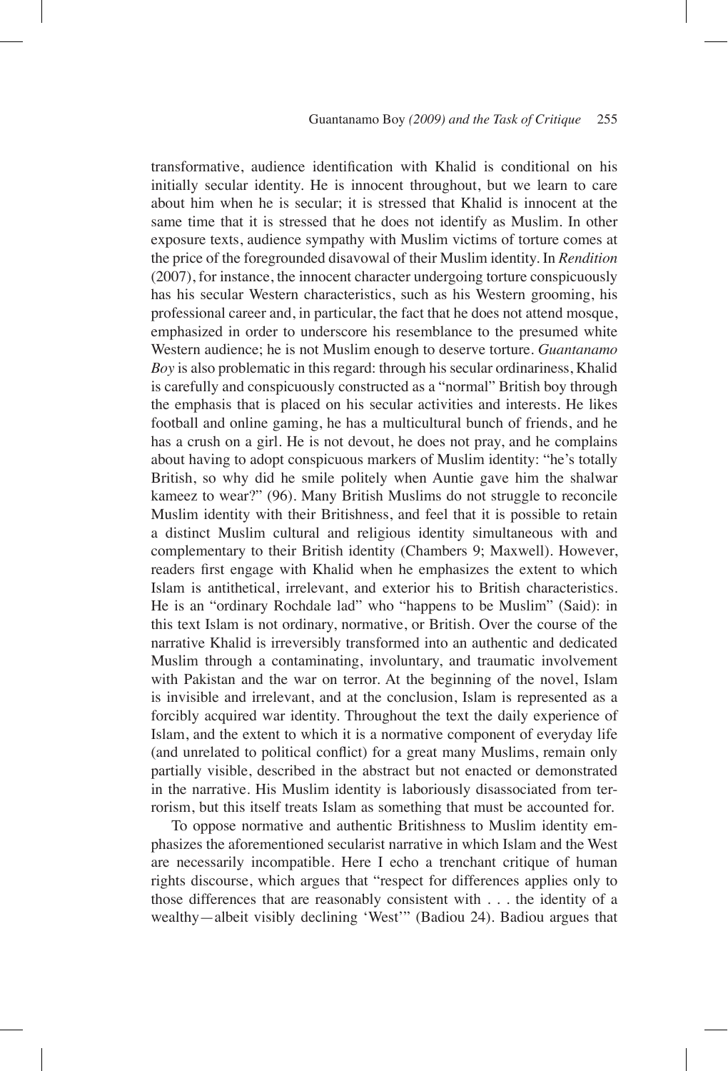transformative, audience identification with Khalid is conditional on his initially secular identity. He is innocent throughout, but we learn to care about him when he is secular; it is stressed that Khalid is innocent at the same time that it is stressed that he does not identify as Muslim. In other exposure texts, audience sympathy with Muslim victims of torture comes at the price of the foregrounded disavowal of their Muslim identity. In *Rendition* (2007), for instance, the innocent character undergoing torture conspicuously has his secular Western characteristics, such as his Western grooming, his professional career and, in particular, the fact that he does not attend mosque, emphasized in order to underscore his resemblance to the presumed white Western audience; he is not Muslim enough to deserve torture. *Guantanamo Boy* is also problematic in this regard: through his secular ordinariness, Khalid is carefully and conspicuously constructed as a "normal" British boy through the emphasis that is placed on his secular activities and interests. He likes football and online gaming, he has a multicultural bunch of friends, and he has a crush on a girl. He is not devout, he does not pray, and he complains about having to adopt conspicuous markers of Muslim identity: "he's totally British, so why did he smile politely when Auntie gave him the shalwar kameez to wear?" (96). Many British Muslims do not struggle to reconcile Muslim identity with their Britishness, and feel that it is possible to retain a distinct Muslim cultural and religious identity simultaneous with and complementary to their British identity (Chambers 9; Maxwell). However, readers first engage with Khalid when he emphasizes the extent to which Islam is antithetical, irrelevant, and exterior his to British characteristics. He is an "ordinary Rochdale lad" who "happens to be Muslim" (Said): in this text Islam is not ordinary, normative, or British. Over the course of the narrative Khalid is irreversibly transformed into an authentic and dedicated Muslim through a contaminating, involuntary, and traumatic involvement with Pakistan and the war on terror. At the beginning of the novel, Islam is invisible and irrelevant, and at the conclusion, Islam is represented as a forcibly acquired war identity. Throughout the text the daily experience of Islam, and the extent to which it is a normative component of everyday life (and unrelated to political conflict) for a great many Muslims, remain only partially visible, described in the abstract but not enacted or demonstrated in the narrative. His Muslim identity is laboriously disassociated from terrorism, but this itself treats Islam as something that must be accounted for.

To oppose normative and authentic Britishness to Muslim identity emphasizes the aforementioned secularist narrative in which Islam and the West are necessarily incompatible. Here I echo a trenchant critique of human rights discourse, which argues that "respect for differences applies only to those differences that are reasonably consistent with . . . the identity of a wealthy—albeit visibly declining 'West'" (Badiou 24). Badiou argues that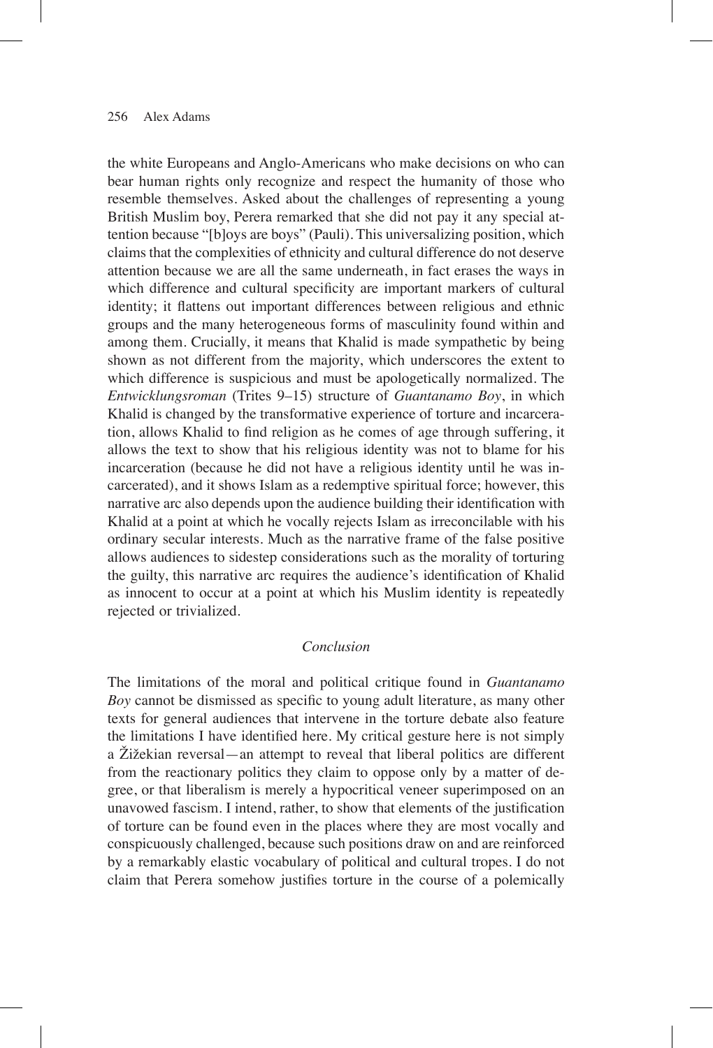the white Europeans and Anglo-Americans who make decisions on who can bear human rights only recognize and respect the humanity of those who resemble themselves. Asked about the challenges of representing a young British Muslim boy, Perera remarked that she did not pay it any special attention because "[b]oys are boys" (Pauli). This universalizing position, which claims that the complexities of ethnicity and cultural difference do not deserve attention because we are all the same underneath, in fact erases the ways in which difference and cultural specificity are important markers of cultural identity; it flattens out important differences between religious and ethnic groups and the many heterogeneous forms of masculinity found within and among them. Crucially, it means that Khalid is made sympathetic by being shown as not different from the majority, which underscores the extent to which difference is suspicious and must be apologetically normalized. The *Entwicklungsroman* (Trites 9–15) structure of *Guantanamo Boy*, in which Khalid is changed by the transformative experience of torture and incarceration, allows Khalid to find religion as he comes of age through suffering, it allows the text to show that his religious identity was not to blame for his incarceration (because he did not have a religious identity until he was incarcerated), and it shows Islam as a redemptive spiritual force; however, this narrative arc also depends upon the audience building their identification with Khalid at a point at which he vocally rejects Islam as irreconcilable with his ordinary secular interests. Much as the narrative frame of the false positive allows audiences to sidestep considerations such as the morality of torturing the guilty, this narrative arc requires the audience's identification of Khalid as innocent to occur at a point at which his Muslim identity is repeatedly rejected or trivialized.

## *Conclusion*

The limitations of the moral and political critique found in *Guantanamo Boy* cannot be dismissed as specific to young adult literature, as many other texts for general audiences that intervene in the torture debate also feature the limitations I have identified here. My critical gesture here is not simply a Žižekian reversal—an attempt to reveal that liberal politics are different from the reactionary politics they claim to oppose only by a matter of degree, or that liberalism is merely a hypocritical veneer superimposed on an unavowed fascism. I intend, rather, to show that elements of the justification of torture can be found even in the places where they are most vocally and conspicuously challenged, because such positions draw on and are reinforced by a remarkably elastic vocabulary of political and cultural tropes. I do not claim that Perera somehow justifies torture in the course of a polemically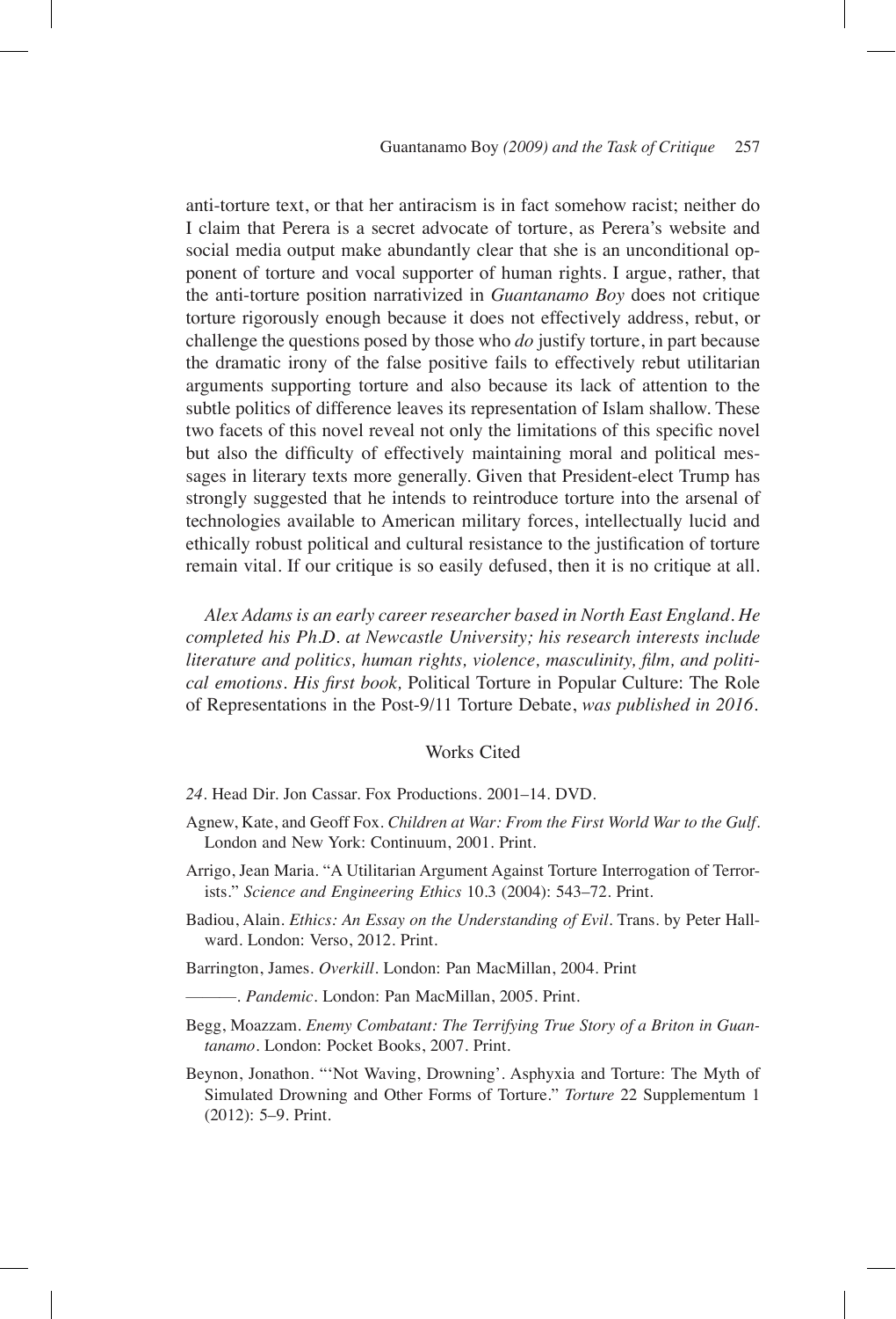anti-torture text, or that her antiracism is in fact somehow racist; neither do I claim that Perera is a secret advocate of torture, as Perera's website and social media output make abundantly clear that she is an unconditional opponent of torture and vocal supporter of human rights. I argue, rather, that the anti-torture position narrativized in *Guantanamo Boy* does not critique torture rigorously enough because it does not effectively address, rebut, or challenge the questions posed by those who *do* justify torture, in part because the dramatic irony of the false positive fails to effectively rebut utilitarian arguments supporting torture and also because its lack of attention to the subtle politics of difference leaves its representation of Islam shallow. These two facets of this novel reveal not only the limitations of this specific novel but also the difficulty of effectively maintaining moral and political messages in literary texts more generally. Given that President-elect Trump has strongly suggested that he intends to reintroduce torture into the arsenal of technologies available to American military forces, intellectually lucid and ethically robust political and cultural resistance to the justification of torture remain vital. If our critique is so easily defused, then it is no critique at all.

*Alex Adams is an early career researcher based in North East England. He completed his Ph.D. at Newcastle University; his research interests include literature and politics, human rights, violence, masculinity, film, and political emotions. His first book,* Political Torture in Popular Culture: The Role of Representations in the Post-9/11 Torture Debate, *was published in 2016.*

## Works Cited

*24*. Head Dir. Jon Cassar. Fox Productions. 2001–14. DVD.

Agnew, Kate, and Geoff Fox. *Children at War: From the First World War to the Gulf*. London and New York: Continuum, 2001. Print.

Arrigo, Jean Maria. "A Utilitarian Argument Against Torture Interrogation of Terrorists." *Science and Engineering Ethics* 10.3 (2004): 543–72. Print.

Badiou, Alain. *Ethics: An Essay on the Understanding of Evil*. Trans. by Peter Hallward. London: Verso, 2012. Print.

Barrington, James. *Overkill*. London: Pan MacMillan, 2004. Print

———. *Pandemic*. London: Pan MacMillan, 2005. Print.

Begg, Moazzam. *Enemy Combatant: The Terrifying True Story of a Briton in Guantanamo*. London: Pocket Books, 2007. Print.

Beynon, Jonathon. "'Not Waving, Drowning'. Asphyxia and Torture: The Myth of Simulated Drowning and Other Forms of Torture." *Torture* 22 Supplementum 1 (2012): 5–9. Print.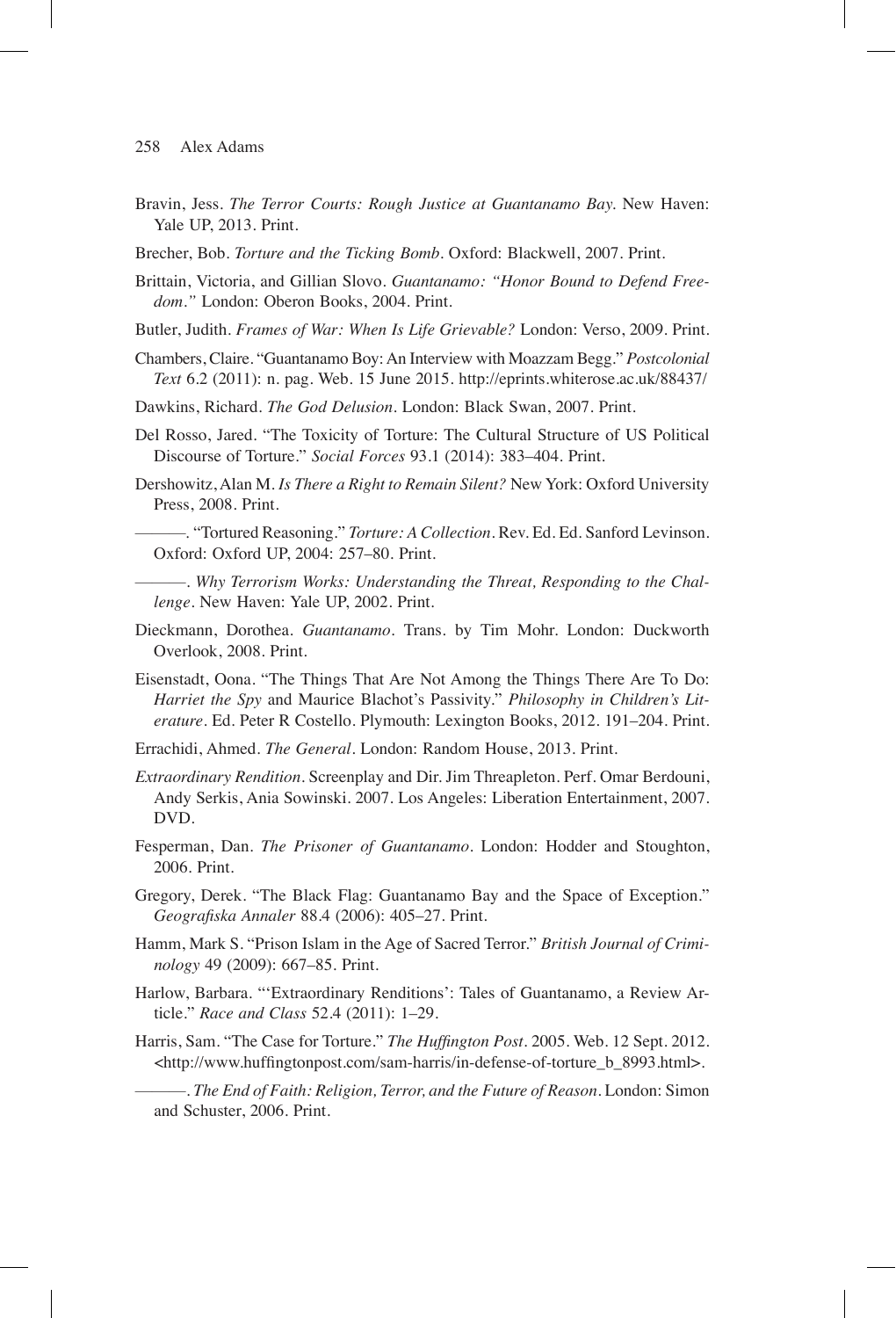Bravin, Jess. *The Terror Courts: Rough Justice at Guantanamo Bay*. New Haven: Yale UP, 2013. Print.

Brecher, Bob. *Torture and the Ticking Bomb*. Oxford: Blackwell, 2007. Print.

Brittain, Victoria, and Gillian Slovo. *Guantanamo: "Honor Bound to Defend Freedom."* London: Oberon Books, 2004. Print.

Butler, Judith. *Frames of War: When Is Life Grievable?* London: Verso, 2009. Print.

Chambers, Claire. "Guantanamo Boy: An Interview with Moazzam Begg." *Postcolonial Text* 6.2 (2011): n. pag. Web. 15 June 2015. http://eprints.whiterose.ac.uk/88437/

Dawkins, Richard. *The God Delusion*. London: Black Swan, 2007. Print.

Del Rosso, Jared. "The Toxicity of Torture: The Cultural Structure of US Political Discourse of Torture." *Social Forces* 93.1 (2014): 383–404. Print.

Dershowitz, Alan M. *Is There a Right to Remain Silent?* New York: Oxford University Press, 2008. Print.

———. "Tortured Reasoning." *Torture: A Collection*. Rev. Ed. Ed. Sanford Levinson. Oxford: Oxford UP, 2004: 257–80. Print.

———. *Why Terrorism Works: Understanding the Threat, Responding to the Challenge*. New Haven: Yale UP, 2002. Print.

Dieckmann, Dorothea. *Guantanamo*. Trans. by Tim Mohr. London: Duckworth Overlook, 2008. Print.

Eisenstadt, Oona. "The Things That Are Not Among the Things There Are To Do: *Harriet the Spy* and Maurice Blachot's Passivity." *Philosophy in Children's Literature*. Ed. Peter R Costello. Plymouth: Lexington Books, 2012. 191–204. Print.

Errachidi, Ahmed. *The General*. London: Random House, 2013. Print.

*Extraordinary Rendition*. Screenplay and Dir. Jim Threapleton. Perf. Omar Berdouni, Andy Serkis, Ania Sowinski. 2007. Los Angeles: Liberation Entertainment, 2007. DVD.

Fesperman, Dan. *The Prisoner of Guantanamo*. London: Hodder and Stoughton, 2006. Print.

Gregory, Derek. "The Black Flag: Guantanamo Bay and the Space of Exception." *Geografiska Annaler* 88.4 (2006): 405–27. Print.

Hamm, Mark S. "Prison Islam in the Age of Sacred Terror." *British Journal of Criminology* 49 (2009): 667–85. Print.

Harlow, Barbara. "'Extraordinary Renditions': Tales of Guantanamo, a Review Article." *Race and Class* 52.4 (2011): 1–29.

Harris, Sam. "The Case for Torture." *The Huffington Post*. 2005. Web. 12 Sept. 2012. <http://www.huffingtonpost.com/sam-harris/in-defense-of-torture_b_8993.html>.

———. *The End of Faith: Religion, Terror, and the Future of Reason*. London: Simon and Schuster, 2006. Print.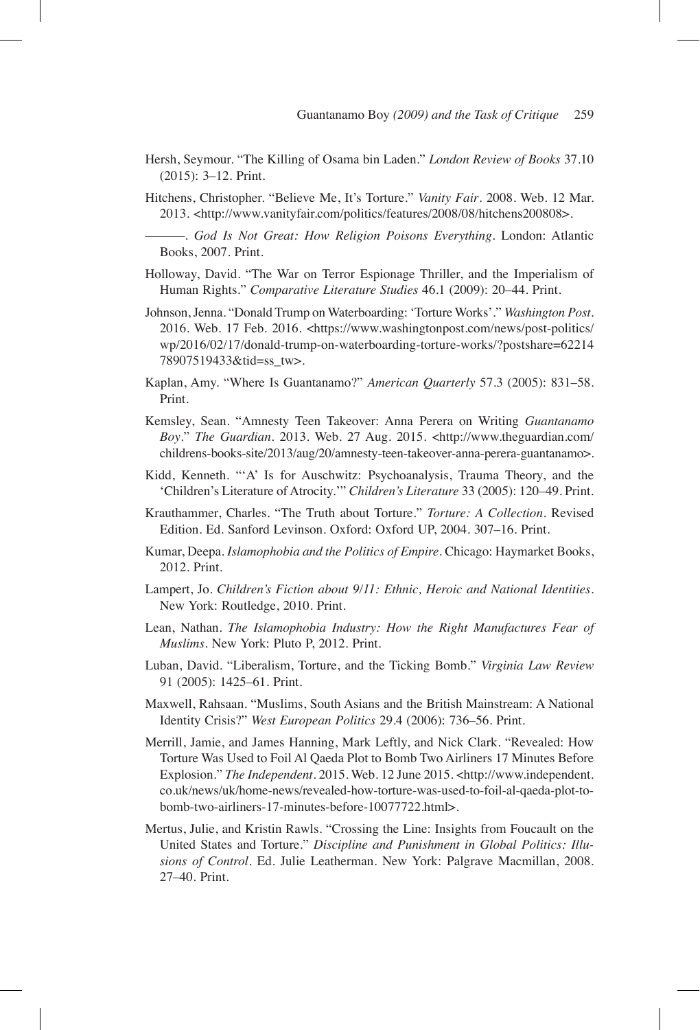Hersh, Seymour. "The Killing of Osama bin Laden." *London Review of Books* 37.10 (2015): 3–12. Print.

Hitchens, Christopher. "Believe Me, It's Torture." *Vanity Fair*. 2008. Web. 12 Mar. 2013. <http://www.vanityfair.com/politics/features/2008/08/hitchens200808>.

———. *God Is Not Great: How Religion Poisons Everything*. London: Atlantic Books, 2007. Print.

Holloway, David. "The War on Terror Espionage Thriller, and the Imperialism of Human Rights." *Comparative Literature Studies* 46.1 (2009): 20–44. Print.

Johnson, Jenna. "Donald Trump on Waterboarding: 'Torture Works'." *Washington Post*. 2016. Web. 17 Feb. 2016. <https://www.washingtonpost.com/news/post-politics/wp/2016/02/17/donald-trump-on-waterboarding-torture-works/?postshare=6221478907519433&tid=ss_tw>.

Kaplan, Amy. "Where Is Guantanamo?" *American Quarterly* 57.3 (2005): 831–58. Print.

Kemsley, Sean. "Amnesty Teen Takeover: Anna Perera on Writing *Guantanamo Boy*." *The Guardian*. 2013. Web. 27 Aug. 2015. <http://www.theguardian.com/childrens-books-site/2013/aug/20/amnesty-teen-takeover-anna-perera-guantanamo>.

Kidd, Kenneth. "'A' Is for Auschwitz: Psychoanalysis, Trauma Theory, and the 'Children's Literature of Atrocity.'" *Children's Literature* 33 (2005): 120–49. Print.

Krauthammer, Charles. "The Truth about Torture." *Torture: A Collection*. Revised Edition. Ed. Sanford Levinson. Oxford: Oxford UP, 2004. 307–16. Print.

Kumar, Deepa. *Islamophobia and the Politics of Empire*. Chicago: Haymarket Books, 2012. Print.

Lampert, Jo. *Children's Fiction about 9/11: Ethnic, Heroic and National Identities*. New York: Routledge, 2010. Print.

Lean, Nathan. *The Islamophobia Industry: How the Right Manufactures Fear of Muslims*. New York: Pluto P, 2012. Print.

Luban, David. "Liberalism, Torture, and the Ticking Bomb." *Virginia Law Review* 91 (2005): 1425–61. Print.

Maxwell, Rahsaan. "Muslims, South Asians and the British Mainstream: A National Identity Crisis?" *West European Politics* 29.4 (2006): 736–56. Print.

Merrill, Jamie, and James Hanning, Mark Leftly, and Nick Clark. "Revealed: How Torture Was Used to Foil Al Qaeda Plot to Bomb Two Airliners 17 Minutes Before Explosion." *The Independent*. 2015. Web. 12 June 2015. <http://www.independent.co.uk/news/uk/home-news/revealed-how-torture-was-used-to-foil-al-qaeda-plot-to-bomb-two-airliners-17-minutes-before-10077722.html>.

Mertus, Julie, and Kristin Rawls. "Crossing the Line: Insights from Foucault on the United States and Torture." *Discipline and Punishment in Global Politics: Illusions of Control*. Ed. Julie Leatherman. New York: Palgrave Macmillan, 2008. 27–40. Print.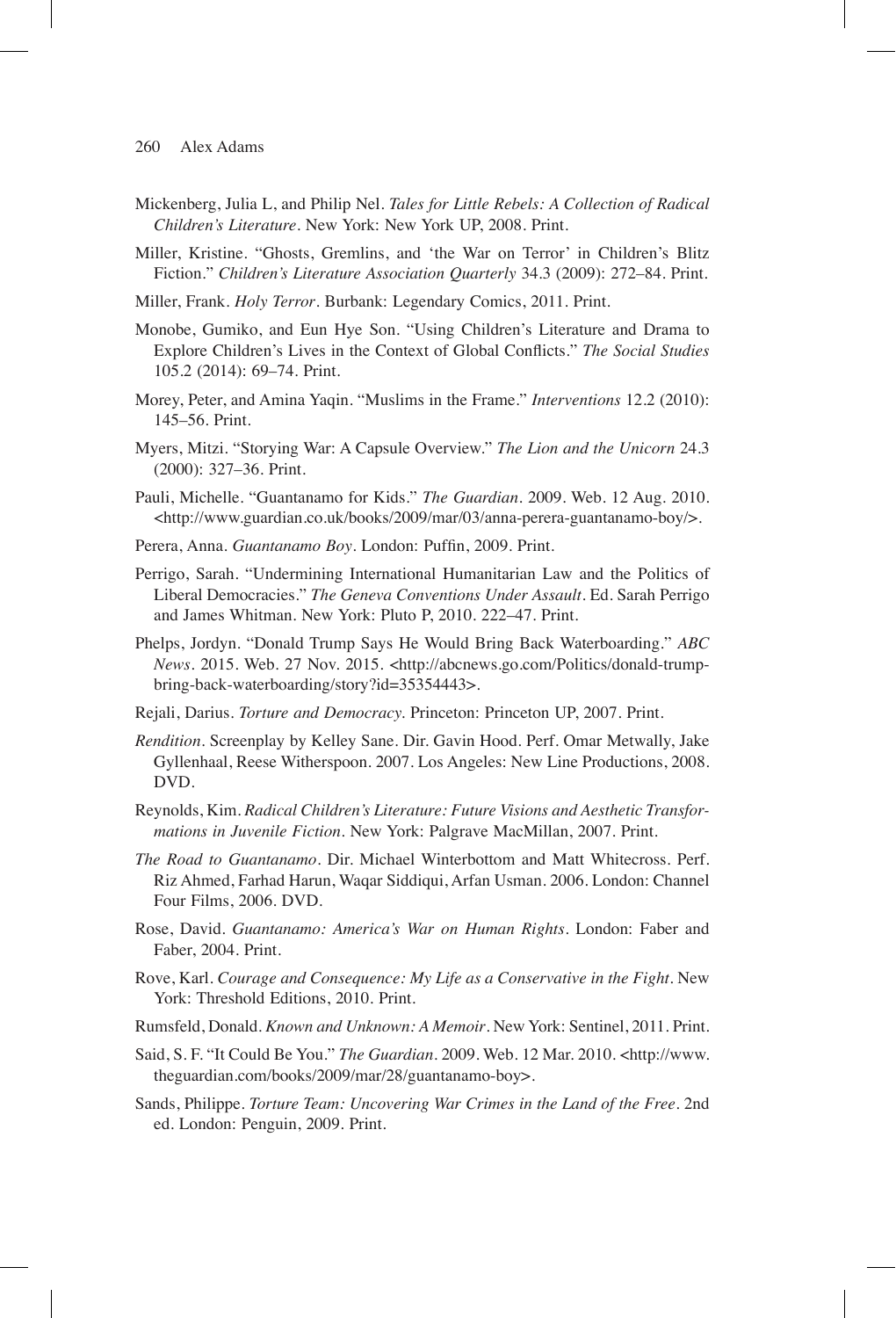Mickenberg, Julia L, and Philip Nel. *Tales for Little Rebels: A Collection of Radical Children's Literature*. New York: New York UP, 2008. Print.

Miller, Kristine. "Ghosts, Gremlins, and 'the War on Terror' in Children's Blitz Fiction." *Children's Literature Association Quarterly* 34.3 (2009): 272–84. Print.

Miller, Frank. *Holy Terror*. Burbank: Legendary Comics, 2011. Print.

Monobe, Gumiko, and Eun Hye Son. "Using Children's Literature and Drama to Explore Children's Lives in the Context of Global Conflicts." *The Social Studies* 105.2 (2014): 69–74. Print.

Morey, Peter, and Amina Yaqin. "Muslims in the Frame." *Interventions* 12.2 (2010): 145–56. Print.

Myers, Mitzi. "Storying War: A Capsule Overview." *The Lion and the Unicorn* 24.3 (2000): 327–36. Print.

Pauli, Michelle. "Guantanamo for Kids." *The Guardian*. 2009. Web. 12 Aug. 2010. <http://www.guardian.co.uk/books/2009/mar/03/anna-perera-guantanamo-boy/>.

Perera, Anna. *Guantanamo Boy*. London: Puffin, 2009. Print.

Perrigo, Sarah. "Undermining International Humanitarian Law and the Politics of Liberal Democracies." *The Geneva Conventions Under Assault*. Ed. Sarah Perrigo and James Whitman. New York: Pluto P, 2010. 222–47. Print.

Phelps, Jordyn. "Donald Trump Says He Would Bring Back Waterboarding." *ABC News*. 2015. Web. 27 Nov. 2015. <http://abcnews.go.com/Politics/donald-trump-bring-back-waterboarding/story?id=35354443>.

Rejali, Darius. *Torture and Democracy*. Princeton: Princeton UP, 2007. Print.

*Rendition*. Screenplay by Kelley Sane. Dir. Gavin Hood. Perf. Omar Metwally, Jake Gyllenhaal, Reese Witherspoon. 2007. Los Angeles: New Line Productions, 2008. DVD.

Reynolds, Kim. *Radical Children's Literature: Future Visions and Aesthetic Transformations in Juvenile Fiction*. New York: Palgrave MacMillan, 2007. Print.

*The Road to Guantanamo*. Dir. Michael Winterbottom and Matt Whitecross. Perf. Riz Ahmed, Farhad Harun, Waqar Siddiqui, Arfan Usman. 2006. London: Channel Four Films, 2006. DVD.

Rose, David. *Guantanamo: America's War on Human Rights*. London: Faber and Faber, 2004. Print.

Rove, Karl. *Courage and Consequence: My Life as a Conservative in the Fight*. New York: Threshold Editions, 2010. Print.

Rumsfeld, Donald. *Known and Unknown: A Memoir*. New York: Sentinel, 2011. Print.

Said, S. F. "It Could Be You." *The Guardian*. 2009. Web. 12 Mar. 2010. <http://www.theguardian.com/books/2009/mar/28/guantanamo-boy>.

Sands, Philippe. *Torture Team: Uncovering War Crimes in the Land of the Free*. 2nd ed. London: Penguin, 2009. Print.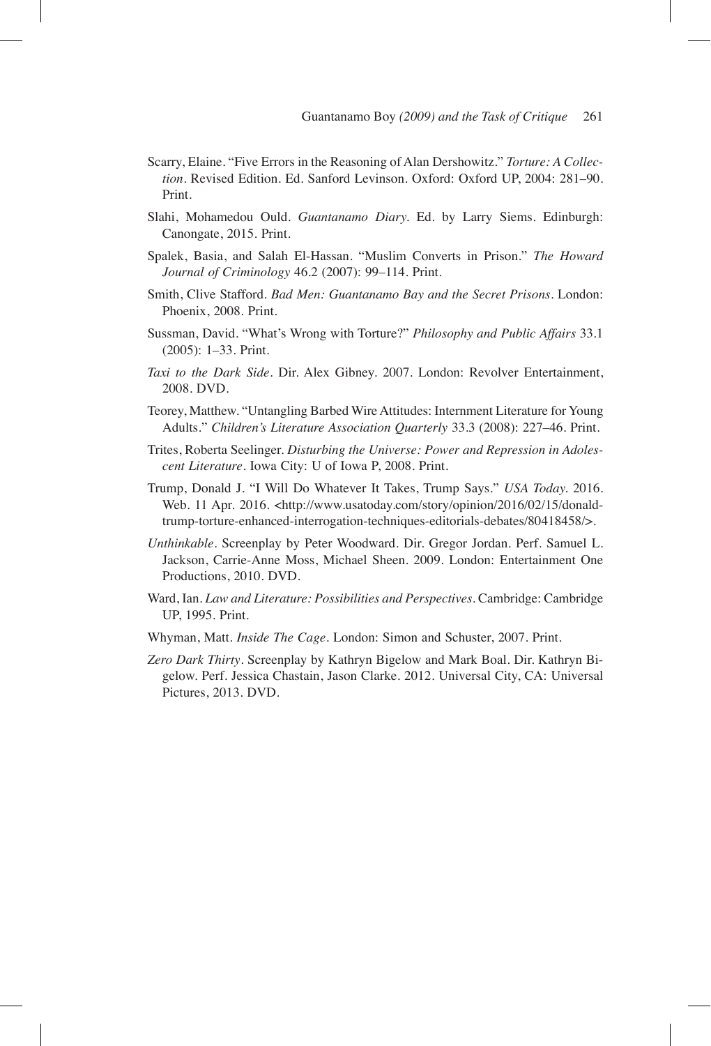Scarry, Elaine. "Five Errors in the Reasoning of Alan Dershowitz." *Torture: A Collection*. Revised Edition. Ed. Sanford Levinson. Oxford: Oxford UP, 2004: 281–90. Print.

Slahi, Mohamedou Ould. *Guantanamo Diary*. Ed. by Larry Siems. Edinburgh: Canongate, 2015. Print.

Spalek, Basia, and Salah El-Hassan. "Muslim Converts in Prison." *The Howard Journal of Criminology* 46.2 (2007): 99–114. Print.

Smith, Clive Stafford. *Bad Men: Guantanamo Bay and the Secret Prisons*. London: Phoenix, 2008. Print.

Sussman, David. "What's Wrong with Torture?" *Philosophy and Public Affairs* 33.1 (2005): 1–33. Print.

*Taxi to the Dark Side*. Dir. Alex Gibney. 2007. London: Revolver Entertainment, 2008. DVD.

Teorey, Matthew. "Untangling Barbed Wire Attitudes: Internment Literature for Young Adults." *Children's Literature Association Quarterly* 33.3 (2008): 227–46. Print.

Trites, Roberta Seelinger. *Disturbing the Universe: Power and Repression in Adolescent Literature*. Iowa City: U of Iowa P, 2008. Print.

Trump, Donald J. "I Will Do Whatever It Takes, Trump Says." *USA Today*. 2016. Web. 11 Apr. 2016. <http://www.usatoday.com/story/opinion/2016/02/15/donald-trump-torture-enhanced-interrogation-techniques-editorials-debates/80418458/>.

*Unthinkable*. Screenplay by Peter Woodward. Dir. Gregor Jordan. Perf. Samuel L. Jackson, Carrie-Anne Moss, Michael Sheen. 2009. London: Entertainment One Productions, 2010. DVD.

Ward, Ian. *Law and Literature: Possibilities and Perspectives*. Cambridge: Cambridge UP, 1995. Print.

Whyman, Matt. *Inside The Cage*. London: Simon and Schuster, 2007. Print.

*Zero Dark Thirty*. Screenplay by Kathryn Bigelow and Mark Boal. Dir. Kathryn Bigelow. Perf. Jessica Chastain, Jason Clarke. 2012. Universal City, CA: Universal Pictures, 2013. DVD.